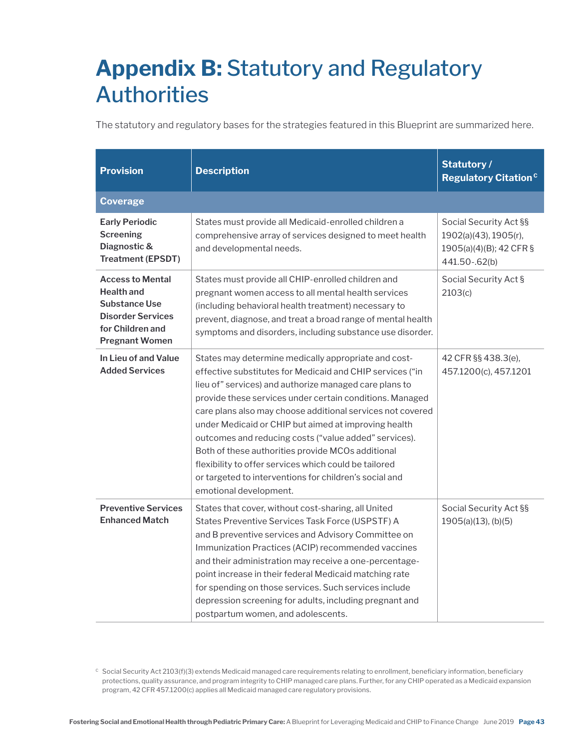# **Appendix B:** Statutory and Regulatory Authorities

The statutory and regulatory bases for the strategies featured in this Blueprint are summarized here.

| Provision | Description | Statutory / Regulatory Citation [c] |
|---|---|---|
| **Coverage** | | |
| **Early Periodic Screening Diagnostic & Treatment (EPSDT)** | States must provide all Medicaid-enrolled children a comprehensive array of services designed to meet health and developmental needs. | Social Security Act §§ 1902(a)(43), 1905(r), 1905(a)(4)(B); 42 CFR § 441.50-.62(b) |
| **Access to Mental Health and Substance Use Disorder Services for Children and Pregnant Women** | States must provide all CHIP-enrolled children and pregnant women access to all mental health services (including behavioral health treatment) necessary to prevent, diagnose, and treat a broad range of mental health symptoms and disorders, including substance use disorder. | Social Security Act § 2103(c) |
| **In Lieu of and Value Added Services** | States may determine medically appropriate and cost-effective substitutes for Medicaid and CHIP services ("in lieu of" services) and authorize managed care plans to provide these services under certain conditions. Managed care plans also may choose additional services not covered under Medicaid or CHIP but aimed at improving health outcomes and reducing costs ("value added" services). Both of these authorities provide MCOs additional flexibility to offer services which could be tailored or targeted to interventions for children's social and emotional development. | 42 CFR §§ 438.3(e), 457.1200(c), 457.1201 |
| **Preventive Services Enhanced Match** | States that cover, without cost-sharing, all United States Preventive Services Task Force (USPSTF) A and B preventive services and Advisory Committee on Immunization Practices (ACIP) recommended vaccines and their administration may receive a one-percentage-point increase in their federal Medicaid matching rate for spending on those services. Such services include depression screening for adults, including pregnant and postpartum women, and adolescents. | Social Security Act §§ 1905(a)(13), (b)(5) |

[c] Social Security Act 2103(f)(3) extends Medicaid managed care requirements relating to enrollment, beneficiary information, beneficiary protections, quality assurance, and program integrity to CHIP managed care plans. Further, for any CHIP operated as a Medicaid expansion program, 42 CFR 457.1200(c) applies all Medicaid managed care regulatory provisions.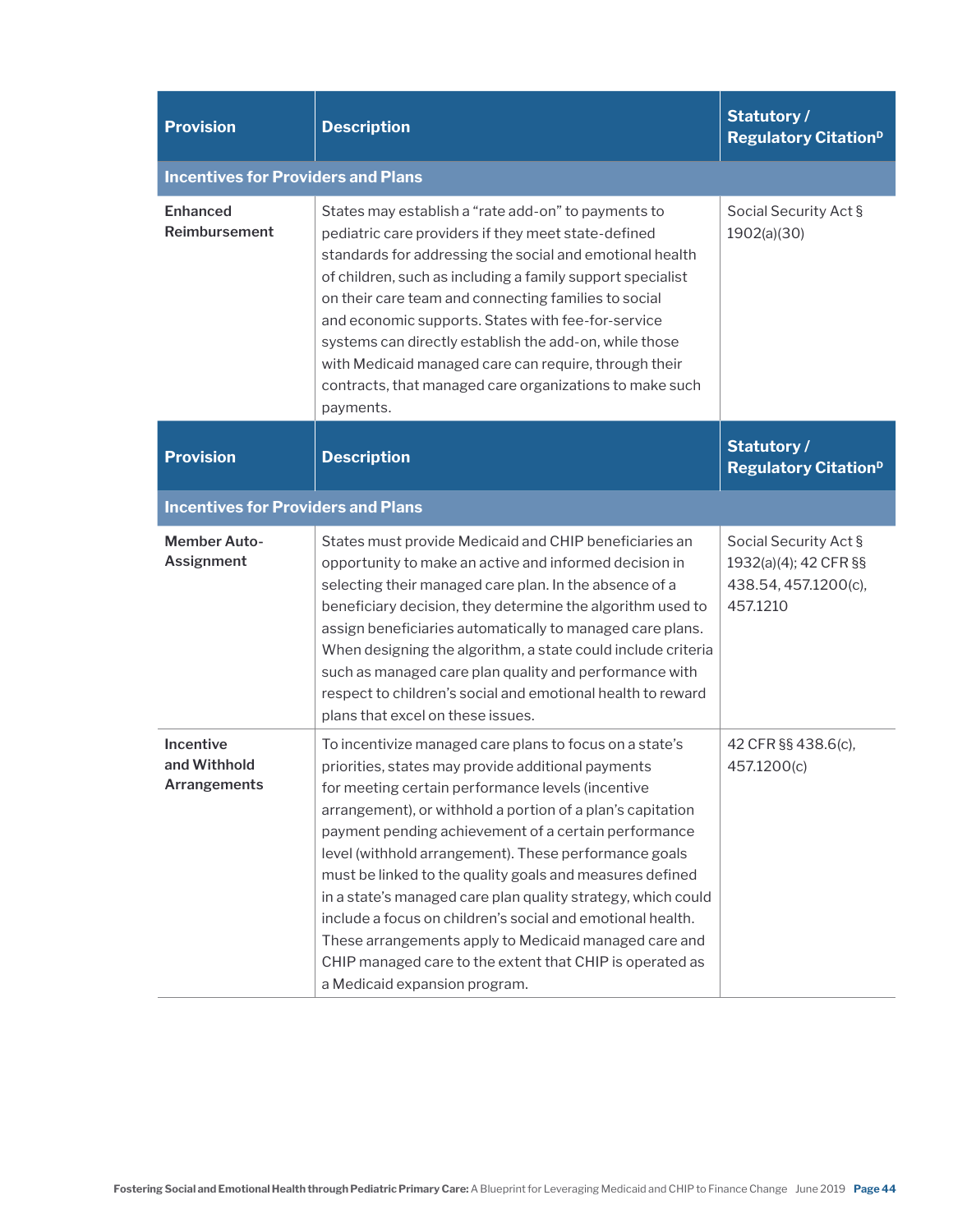| Provision | Description | Statutory / Regulatory Citation[D] |
|---|---|---|
| **Incentives for Providers and Plans** | | |
| **Enhanced Reimbursement** | States may establish a "rate add-on" to payments to pediatric care providers if they meet state-defined standards for addressing the social and emotional health of children, such as including a family support specialist on their care team and connecting families to social and economic supports. States with fee-for-service systems can directly establish the add-on, while those with Medicaid managed care can require, through their contracts, that managed care organizations to make such payments. | Social Security Act § 1902(a)(30) |
| **Member Auto-Assignment** | States must provide Medicaid and CHIP beneficiaries an opportunity to make an active and informed decision in selecting their managed care plan. In the absence of a beneficiary decision, they determine the algorithm used to assign beneficiaries automatically to managed care plans. When designing the algorithm, a state could include criteria such as managed care plan quality and performance with respect to children's social and emotional health to reward plans that excel on these issues. | Social Security Act § 1932(a)(4); 42 CFR §§ 438.54, 457.1200(c), 457.1210 |
| **Incentive and Withhold Arrangements** | To incentivize managed care plans to focus on a state's priorities, states may provide additional payments for meeting certain performance levels (incentive arrangement), or withhold a portion of a plan's capitation payment pending achievement of a certain performance level (withhold arrangement). These performance goals must be linked to the quality goals and measures defined in a state's managed care plan quality strategy, which could include a focus on children's social and emotional health. These arrangements apply to Medicaid managed care and CHIP managed care to the extent that CHIP is operated as a Medicaid expansion program. | 42 CFR §§ 438.6(c), 457.1200(c) |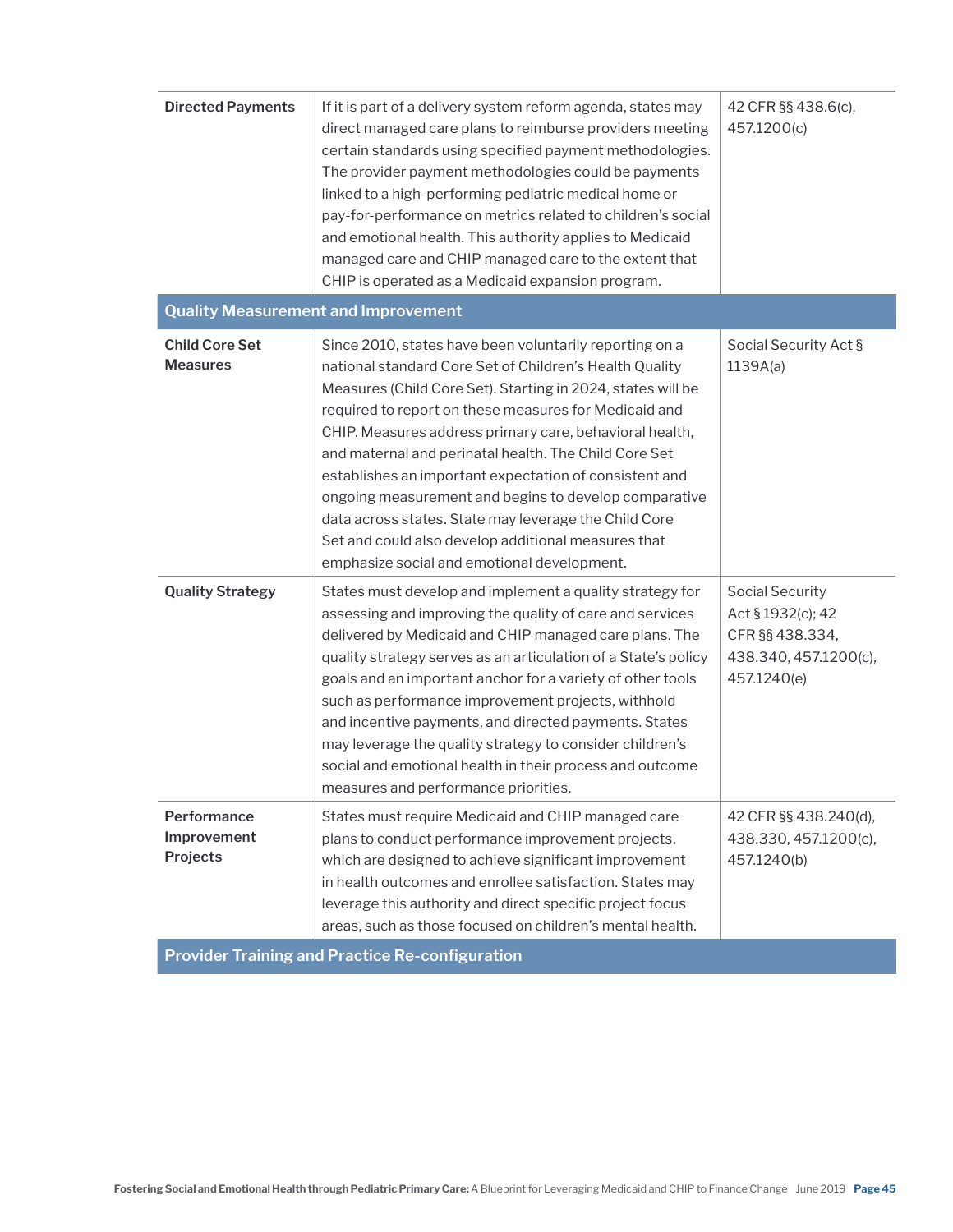| | | |
|---|---|---|
| **Directed Payments** | If it is part of a delivery system reform agenda, states may direct managed care plans to reimburse providers meeting certain standards using specified payment methodologies. The provider payment methodologies could be payments linked to a high-performing pediatric medical home or pay-for-performance on metrics related to children's social and emotional health. This authority applies to Medicaid managed care and CHIP managed care to the extent that CHIP is operated as a Medicaid expansion program. | 42 CFR §§ 438.6(c), 457.1200(c) |
| **Quality Measurement and Improvement** | | |
| **Child Core Set Measures** | Since 2010, states have been voluntarily reporting on a national standard Core Set of Children's Health Quality Measures (Child Core Set). Starting in 2024, states will be required to report on these measures for Medicaid and CHIP. Measures address primary care, behavioral health, and maternal and perinatal health. The Child Core Set establishes an important expectation of consistent and ongoing measurement and begins to develop comparative data across states. State may leverage the Child Core Set and could also develop additional measures that emphasize social and emotional development. | Social Security Act § 1139A(a) |
| **Quality Strategy** | States must develop and implement a quality strategy for assessing and improving the quality of care and services delivered by Medicaid and CHIP managed care plans. The quality strategy serves as an articulation of a State's policy goals and an important anchor for a variety of other tools such as performance improvement projects, withhold and incentive payments, and directed payments. States may leverage the quality strategy to consider children's social and emotional health in their process and outcome measures and performance priorities. | Social Security Act § 1932(c); 42 CFR §§ 438.334, 438.340, 457.1200(c), 457.1240(e) |
| **Performance Improvement Projects** | States must require Medicaid and CHIP managed care plans to conduct performance improvement projects, which are designed to achieve significant improvement in health outcomes and enrollee satisfaction. States may leverage this authority and direct specific project focus areas, such as those focused on children's mental health. | 42 CFR §§ 438.240(d), 438.330, 457.1200(c), 457.1240(b) |
| **Provider Training and Practice Re-configuration** | | |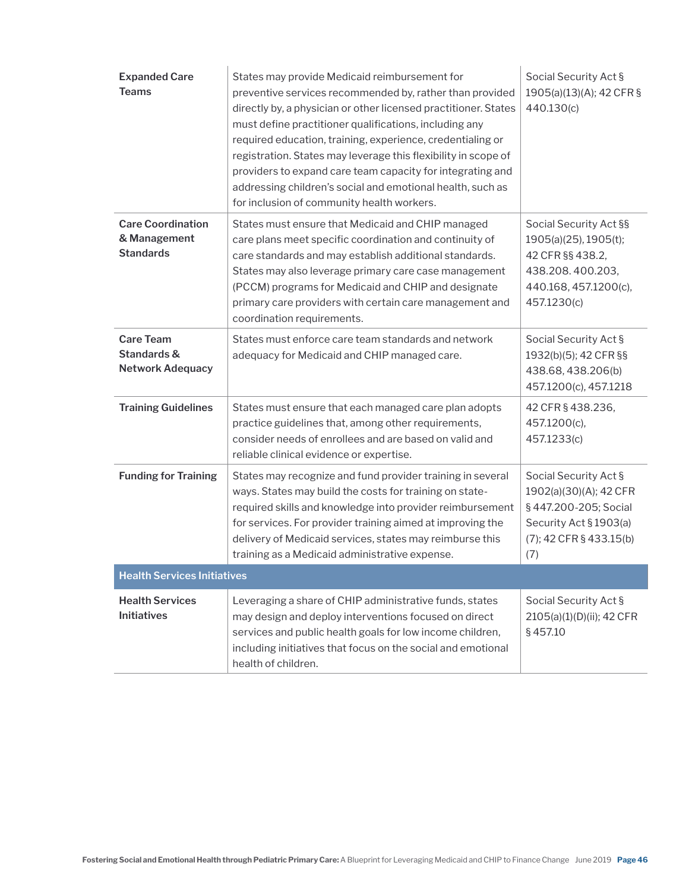| | | |
|---|---|---|
| **Expanded Care Teams** | States may provide Medicaid reimbursement for preventive services recommended by, rather than provided directly by, a physician or other licensed practitioner. States must define practitioner qualifications, including any required education, training, experience, credentialing or registration. States may leverage this flexibility in scope of providers to expand care team capacity for integrating and addressing children's social and emotional health, such as for inclusion of community health workers. | Social Security Act § 1905(a)(13)(A); 42 CFR § 440.130(c) |
| **Care Coordination & Management Standards** | States must ensure that Medicaid and CHIP managed care plans meet specific coordination and continuity of care standards and may establish additional standards. States may also leverage primary care case management (PCCM) programs for Medicaid and CHIP and designate primary care providers with certain care management and coordination requirements. | Social Security Act §§ 1905(a)(25), 1905(t); 42 CFR §§ 438.2, 438.208. 400.203, 440.168, 457.1200(c), 457.1230(c) |
| **Care Team Standards & Network Adequacy** | States must enforce care team standards and network adequacy for Medicaid and CHIP managed care. | Social Security Act § 1932(b)(5); 42 CFR §§ 438.68, 438.206(b) 457.1200(c), 457.1218 |
| **Training Guidelines** | States must ensure that each managed care plan adopts practice guidelines that, among other requirements, consider needs of enrollees and are based on valid and reliable clinical evidence or expertise. | 42 CFR § 438.236, 457.1200(c), 457.1233(c) |
| **Funding for Training** | States may recognize and fund provider training in several ways. States may build the costs for training on state-required skills and knowledge into provider reimbursement for services. For provider training aimed at improving the delivery of Medicaid services, states may reimburse this training as a Medicaid administrative expense. | Social Security Act § 1902(a)(30)(A); 42 CFR § 447.200-205; Social Security Act § 1903(a)(7); 42 CFR § 433.15(b)(7) |
| **Health Services Initiatives** | | |
| **Health Services Initiatives** | Leveraging a share of CHIP administrative funds, states may design and deploy interventions focused on direct services and public health goals for low income children, including initiatives that focus on the social and emotional health of children. | Social Security Act § 2105(a)(1)(D)(ii); 42 CFR § 457.10 |